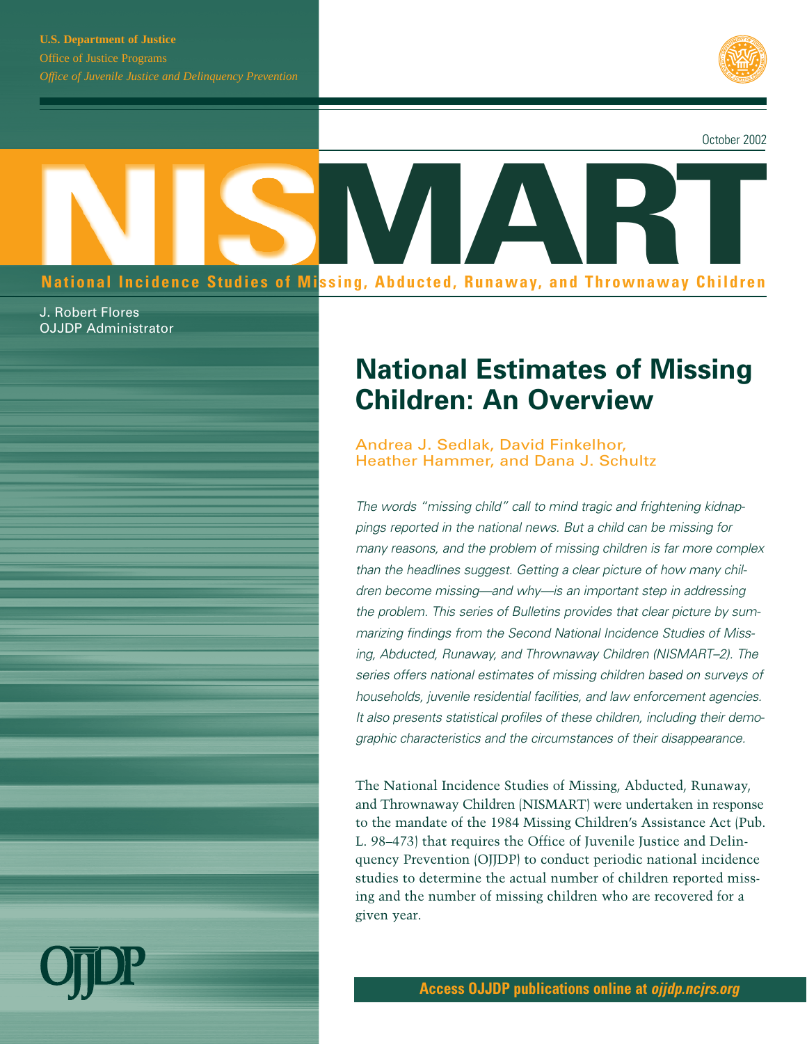U.S. Department of Justice
Office of Justice Programs
*Office of Juvenile Justice and Delinquency Prevention*

October 2002

# NISMART

**National Incidence Studies of Missing, Abducted, Runaway, and Thrownaway Children**

J. Robert Flores
OJJDP Administrator

# National Estimates of Missing Children: An Overview

Andrea J. Sedlak, David Finkelhor, Heather Hammer, and Dana J. Schultz

*The words "missing child" call to mind tragic and frightening kidnappings reported in the national news. But a child can be missing for many reasons, and the problem of missing children is far more complex than the headlines suggest. Getting a clear picture of how many children become missing—and why—is an important step in addressing the problem. This series of Bulletins provides that clear picture by summarizing findings from the Second National Incidence Studies of Missing, Abducted, Runaway, and Thrownaway Children (NISMART–2). The series offers national estimates of missing children based on surveys of households, juvenile residential facilities, and law enforcement agencies. It also presents statistical profiles of these children, including their demographic characteristics and the circumstances of their disappearance.*

The National Incidence Studies of Missing, Abducted, Runaway, and Thrownaway Children (NISMART) were undertaken in response to the mandate of the 1984 Missing Children's Assistance Act (Pub. L. 98–473) that requires the Office of Juvenile Justice and Delinquency Prevention (OJJDP) to conduct periodic national incidence studies to determine the actual number of children reported missing and the number of missing children who are recovered for a given year.

OJJDP

**Access OJJDP publications online at *ojjdp.ncjrs.org***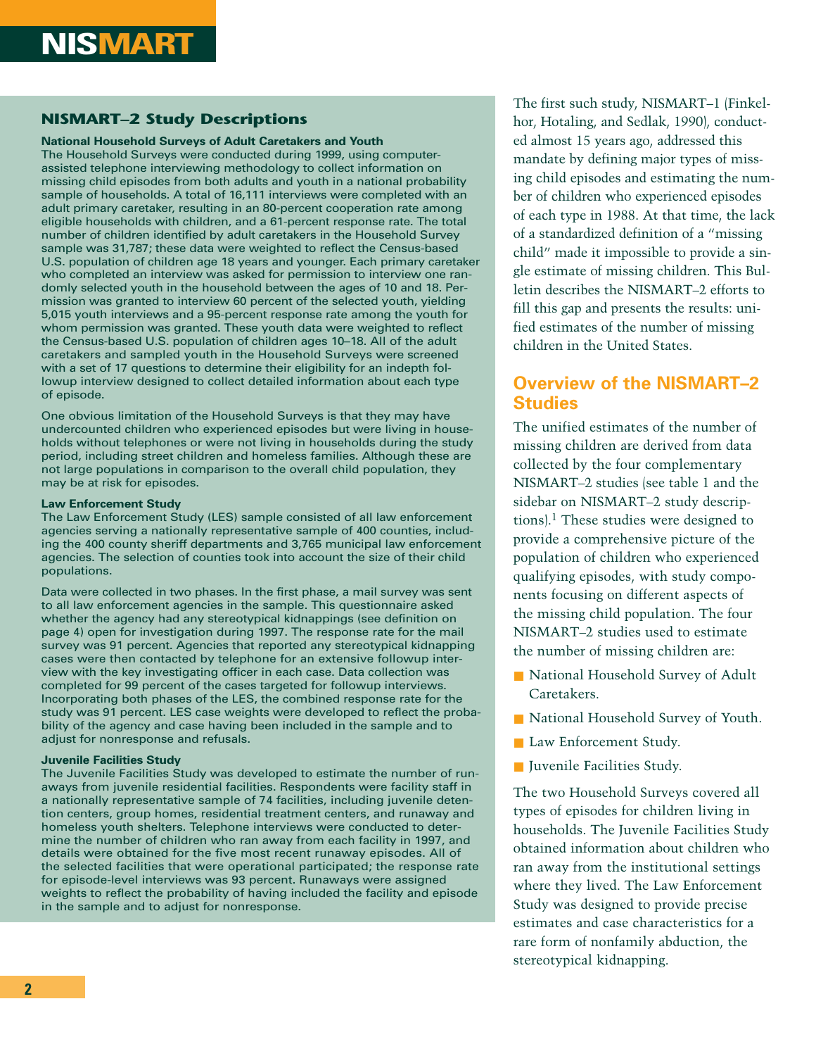### NISMART–2 Study Descriptions

**National Household Surveys of Adult Caretakers and Youth**

The Household Surveys were conducted during 1999, using computer-assisted telephone interviewing methodology to collect information on missing child episodes from both adults and youth in a national probability sample of households. A total of 16,111 interviews were completed with an adult primary caretaker, resulting in an 80-percent cooperation rate among eligible households with children, and a 61-percent response rate. The total number of children identified by adult caretakers in the Household Survey sample was 31,787; these data were weighted to reflect the Census-based U.S. population of children age 18 years and younger. Each primary caretaker who completed an interview was asked for permission to interview one randomly selected youth in the household between the ages of 10 and 18. Permission was granted to interview 60 percent of the selected youth, yielding 5,015 youth interviews and a 95-percent response rate among the youth for whom permission was granted. These youth data were weighted to reflect the Census-based U.S. population of children ages 10–18. All of the adult caretakers and sampled youth in the Household Surveys were screened with a set of 17 questions to determine their eligibility for an indepth followup interview designed to collect detailed information about each type of episode.

One obvious limitation of the Household Surveys is that they may have undercounted children who experienced episodes but were living in households without telephones or were not living in households during the study period, including street children and homeless families. Although these are not large populations in comparison to the overall child population, they may be at risk for episodes.

**Law Enforcement Study**

The Law Enforcement Study (LES) sample consisted of all law enforcement agencies serving a nationally representative sample of 400 counties, including the 400 county sheriff departments and 3,765 municipal law enforcement agencies. The selection of counties took into account the size of their child populations.

Data were collected in two phases. In the first phase, a mail survey was sent to all law enforcement agencies in the sample. This questionnaire asked whether the agency had any stereotypical kidnappings (see definition on page 4) open for investigation during 1997. The response rate for the mail survey was 91 percent. Agencies that reported any stereotypical kidnapping cases were then contacted by telephone for an extensive followup interview with the key investigating officer in each case. Data collection was completed for 99 percent of the cases targeted for followup interviews. Incorporating both phases of the LES, the combined response rate for the study was 91 percent. LES case weights were developed to reflect the probability of the agency and case having been included in the sample and to adjust for nonresponse and refusals.

**Juvenile Facilities Study**

The Juvenile Facilities Study was developed to estimate the number of runaways from juvenile residential facilities. Respondents were facility staff in a nationally representative sample of 74 facilities, including juvenile detention centers, group homes, residential treatment centers, and runaway and homeless youth shelters. Telephone interviews were conducted to determine the number of children who ran away from each facility in 1997, and details were obtained for the five most recent runaway episodes. All of the selected facilities that were operational participated; the response rate for episode-level interviews was 93 percent. Runaways were assigned weights to reflect the probability of having included the facility and episode in the sample and to adjust for nonresponse.

The first such study, NISMART–1 (Finkelhor, Hotaling, and Sedlak, 1990), conducted almost 15 years ago, addressed this mandate by defining major types of missing child episodes and estimating the number of children who experienced episodes of each type in 1988. At that time, the lack of a standardized definition of a "missing child" made it impossible to provide a single estimate of missing children. This Bulletin describes the NISMART–2 efforts to fill this gap and presents the results: unified estimates of the number of missing children in the United States.

## Overview of the NISMART–2 Studies

The unified estimates of the number of missing children are derived from data collected by the four complementary NISMART–2 studies (see table 1 and the sidebar on NISMART–2 study descriptions).[1] These studies were designed to provide a comprehensive picture of the population of children who experienced qualifying episodes, with study components focusing on different aspects of the missing child population. The four NISMART–2 studies used to estimate the number of missing children are:

- National Household Survey of Adult Caretakers.
- National Household Survey of Youth.
- Law Enforcement Study.
- Juvenile Facilities Study.

The two Household Surveys covered all types of episodes for children living in households. The Juvenile Facilities Study obtained information about children who ran away from the institutional settings where they lived. The Law Enforcement Study was designed to provide precise estimates and case characteristics for a rare form of nonfamily abduction, the stereotypical kidnapping.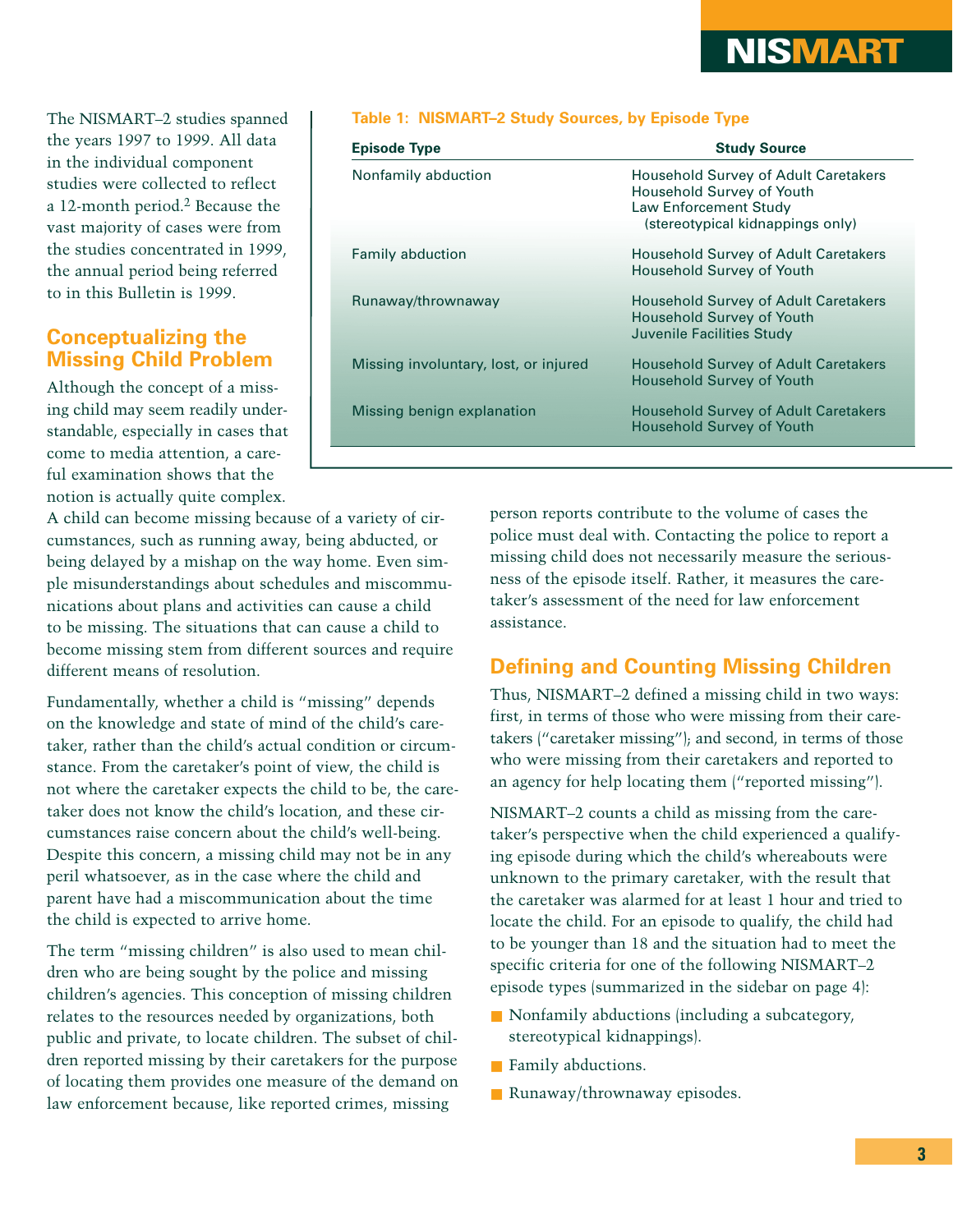The NISMART–2 studies spanned the years 1997 to 1999. All data in the individual component studies were collected to reflect a 12-month period.[2] Because the vast majority of cases were from the studies concentrated in 1999, the annual period being referred to in this Bulletin is 1999.

**Table 1: NISMART–2 Study Sources, by Episode Type**

| Episode Type | Study Source |
|---|---|
| Nonfamily abduction | Household Survey of Adult Caretakers<br>Household Survey of Youth<br>Law Enforcement Study<br>(stereotypical kidnappings only) |
| Family abduction | Household Survey of Adult Caretakers<br>Household Survey of Youth |
| Runaway/thrownaway | Household Survey of Adult Caretakers<br>Household Survey of Youth<br>Juvenile Facilities Study |
| Missing involuntary, lost, or injured | Household Survey of Adult Caretakers<br>Household Survey of Youth |
| Missing benign explanation | Household Survey of Adult Caretakers<br>Household Survey of Youth |

## Conceptualizing the Missing Child Problem

Although the concept of a missing child may seem readily understandable, especially in cases that come to media attention, a careful examination shows that the notion is actually quite complex. A child can become missing because of a variety of circumstances, such as running away, being abducted, or being delayed by a mishap on the way home. Even simple misunderstandings about schedules and miscommunications about plans and activities can cause a child to be missing. The situations that can cause a child to become missing stem from different sources and require different means of resolution.

Fundamentally, whether a child is "missing" depends on the knowledge and state of mind of the child's caretaker, rather than the child's actual condition or circumstance. From the caretaker's point of view, the child is not where the caretaker expects the child to be, the caretaker does not know the child's location, and these circumstances raise concern about the child's well-being. Despite this concern, a missing child may not be in any peril whatsoever, as in the case where the child and parent have had a miscommunication about the time the child is expected to arrive home.

The term "missing children" is also used to mean children who are being sought by the police and missing children's agencies. This conception of missing children relates to the resources needed by organizations, both public and private, to locate children. The subset of children reported missing by their caretakers for the purpose of locating them provides one measure of the demand on law enforcement because, like reported crimes, missing person reports contribute to the volume of cases the police must deal with. Contacting the police to report a missing child does not necessarily measure the seriousness of the episode itself. Rather, it measures the caretaker's assessment of the need for law enforcement assistance.

## Defining and Counting Missing Children

Thus, NISMART–2 defined a missing child in two ways: first, in terms of those who were missing from their caretakers ("caretaker missing"); and second, in terms of those who were missing from their caretakers and reported to an agency for help locating them ("reported missing").

NISMART–2 counts a child as missing from the caretaker's perspective when the child experienced a qualifying episode during which the child's whereabouts were unknown to the primary caretaker, with the result that the caretaker was alarmed for at least 1 hour and tried to locate the child. For an episode to qualify, the child had to be younger than 18 and the situation had to meet the specific criteria for one of the following NISMART–2 episode types (summarized in the sidebar on page 4):

- Nonfamily abductions (including a subcategory, stereotypical kidnappings).
- Family abductions.
- Runaway/thrownaway episodes.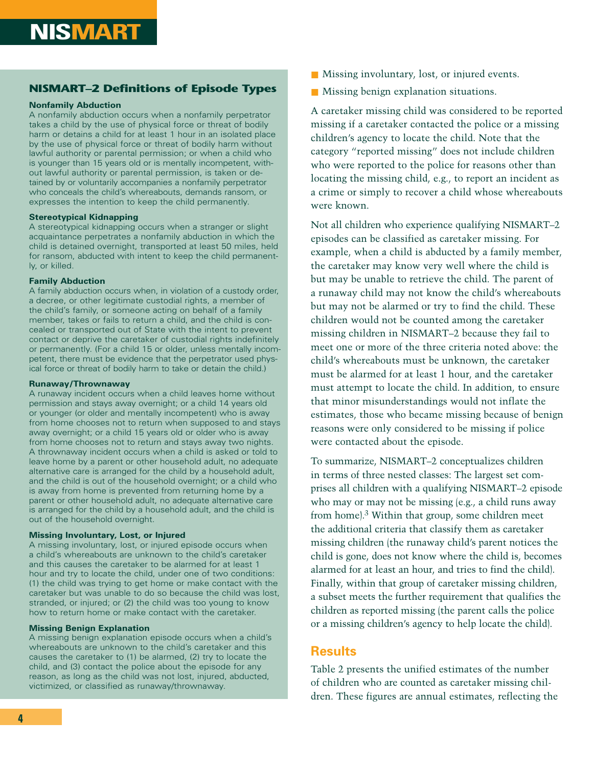## NISMART–2 Definitions of Episode Types

**Nonfamily Abduction**
A nonfamily abduction occurs when a nonfamily perpetrator takes a child by the use of physical force or threat of bodily harm or detains a child for at least 1 hour in an isolated place by the use of physical force or threat of bodily harm without lawful authority or parental permission; or when a child who is younger than 15 years old or is mentally incompetent, without lawful authority or parental permission, is taken or detained by or voluntarily accompanies a nonfamily perpetrator who conceals the child's whereabouts, demands ransom, or expresses the intention to keep the child permanently.

**Stereotypical Kidnapping**
A stereotypical kidnapping occurs when a stranger or slight acquaintance perpetrates a nonfamily abduction in which the child is detained overnight, transported at least 50 miles, held for ransom, abducted with intent to keep the child permanently, or killed.

**Family Abduction**
A family abduction occurs when, in violation of a custody order, a decree, or other legitimate custodial rights, a member of the child's family, or someone acting on behalf of a family member, takes or fails to return a child, and the child is concealed or transported out of State with the intent to prevent contact or deprive the caretaker of custodial rights indefinitely or permanently. (For a child 15 or older, unless mentally incompetent, there must be evidence that the perpetrator used physical force or threat of bodily harm to take or detain the child.)

**Runaway/Thrownaway**
A runaway incident occurs when a child leaves home without permission and stays away overnight; or a child 14 years old or younger (or older and mentally incompetent) who is away from home chooses not to return when supposed to and stays away overnight; or a child 15 years old or older who is away from home chooses not to return and stays away two nights. A thrownaway incident occurs when a child is asked or told to leave home by a parent or other household adult, no adequate alternative care is arranged for the child by a household adult, and the child is out of the household overnight; or a child who is away from home is prevented from returning home by a parent or other household adult, no adequate alternative care is arranged for the child by a household adult, and the child is out of the household overnight.

**Missing Involuntary, Lost, or Injured**
A missing involuntary, lost, or injured episode occurs when a child's whereabouts are unknown to the child's caretaker and this causes the caretaker to be alarmed for at least 1 hour and try to locate the child, under one of two conditions: (1) the child was trying to get home or make contact with the caretaker but was unable to do so because the child was lost, stranded, or injured; or (2) the child was too young to know how to return home or make contact with the caretaker.

**Missing Benign Explanation**
A missing benign explanation episode occurs when a child's whereabouts are unknown to the child's caretaker and this causes the caretaker to (1) be alarmed, (2) try to locate the child, and (3) contact the police about the episode for any reason, as long as the child was not lost, injured, abducted, victimized, or classified as runaway/thrownaway.

- Missing involuntary, lost, or injured events.
- Missing benign explanation situations.

A caretaker missing child was considered to be reported missing if a caretaker contacted the police or a missing children's agency to locate the child. Note that the category "reported missing" does not include children who were reported to the police for reasons other than locating the missing child, e.g., to report an incident as a crime or simply to recover a child whose whereabouts were known.

Not all children who experience qualifying NISMART–2 episodes can be classified as caretaker missing. For example, when a child is abducted by a family member, the caretaker may know very well where the child is but may be unable to retrieve the child. The parent of a runaway child may not know the child's whereabouts but may not be alarmed or try to find the child. These children would not be counted among the caretaker missing children in NISMART–2 because they fail to meet one or more of the three criteria noted above: the child's whereabouts must be unknown, the caretaker must be alarmed for at least 1 hour, and the caretaker must attempt to locate the child. In addition, to ensure that minor misunderstandings would not inflate the estimates, those who became missing because of benign reasons were only considered to be missing if police were contacted about the episode.

To summarize, NISMART–2 conceptualizes children in terms of three nested classes: The largest set comprises all children with a qualifying NISMART–2 episode who may or may not be missing (e.g., a child runs away from home).[3] Within that group, some children meet the additional criteria that classify them as caretaker missing children (the runaway child's parent notices the child is gone, does not know where the child is, becomes alarmed for at least an hour, and tries to find the child). Finally, within that group of caretaker missing children, a subset meets the further requirement that qualifies the children as reported missing (the parent calls the police or a missing children's agency to help locate the child).

## Results

Table 2 presents the unified estimates of the number of children who are counted as caretaker missing children. These figures are annual estimates, reflecting the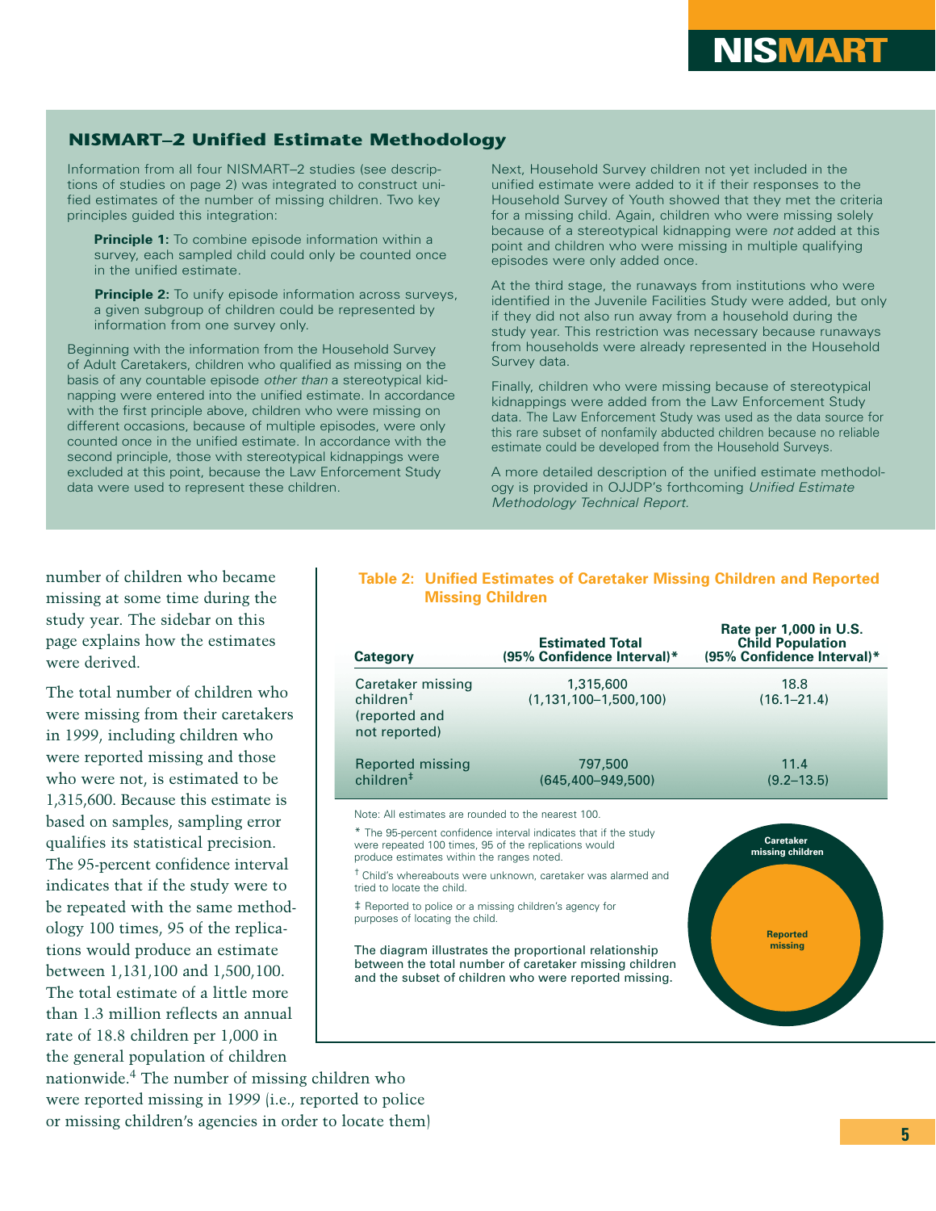## NISMART–2 Unified Estimate Methodology

Information from all four NISMART–2 studies (see descriptions of studies on page 2) was integrated to construct unified estimates of the number of missing children. Two key principles guided this integration:

> **Principle 1:** To combine episode information within a survey, each sampled child could only be counted once in the unified estimate.
>
> **Principle 2:** To unify episode information across surveys, a given subgroup of children could be represented by information from one survey only.

Beginning with the information from the Household Survey of Adult Caretakers, children who qualified as missing on the basis of any countable episode *other than* a stereotypical kidnapping were entered into the unified estimate. In accordance with the first principle above, children who were missing on different occasions, because of multiple episodes, were only counted once in the unified estimate. In accordance with the second principle, those with stereotypical kidnappings were excluded at this point, because the Law Enforcement Study data were used to represent these children.

Next, Household Survey children not yet included in the unified estimate were added to it if their responses to the Household Survey of Youth showed that they met the criteria for a missing child. Again, children who were missing solely because of a stereotypical kidnapping were *not* added at this point and children who were missing in multiple qualifying episodes were only added once.

At the third stage, the runaways from institutions who were identified in the Juvenile Facilities Study were added, but only if they did not also run away from a household during the study year. This restriction was necessary because runaways from households were already represented in the Household Survey data.

Finally, children who were missing because of stereotypical kidnappings were added from the Law Enforcement Study data. The Law Enforcement Study was used as the data source for this rare subset of nonfamily abducted children because no reliable estimate could be developed from the Household Surveys.

A more detailed description of the unified estimate methodology is provided in OJJDP's forthcoming *Unified Estimate Methodology Technical Report*.

---

number of children who became missing at some time during the study year. The sidebar on this page explains how the estimates were derived.

The total number of children who were missing from their caretakers in 1999, including children who were reported missing and those who were not, is estimated to be 1,315,600. Because this estimate is based on samples, sampling error qualifies its statistical precision. The 95-percent confidence interval indicates that if the study were to be repeated with the same methodology 100 times, 95 of the replications would produce an estimate between 1,131,100 and 1,500,100. The total estimate of a little more than 1.3 million reflects an annual rate of 18.8 children per 1,000 in the general population of children nationwide.[4] The number of missing children who were reported missing in 1999 (i.e., reported to police or missing children's agencies in order to locate them)

**Table 2: Unified Estimates of Caretaker Missing Children and Reported Missing Children**

| Category | Estimated Total (95% Confidence Interval)* | Rate per 1,000 in U.S. Child Population (95% Confidence Interval)* |
|---|---|---|
| Caretaker missing children† (reported and not reported) | 1,315,600 (1,131,100–1,500,100) | 18.8 (16.1–21.4) |
| Reported missing children‡ | 797,500 (645,400–949,500) | 11.4 (9.2–13.5) |

Note: All estimates are rounded to the nearest 100.

\* The 95-percent confidence interval indicates that if the study were repeated 100 times, 95 of the replications would produce estimates within the ranges noted.

† Child's whereabouts were unknown, caretaker was alarmed and tried to locate the child.

‡ Reported to police or a missing children's agency for purposes of locating the child.

The diagram illustrates the proportional relationship between the total number of caretaker missing children and the subset of children who were reported missing.

Caretaker missing children

Reported missing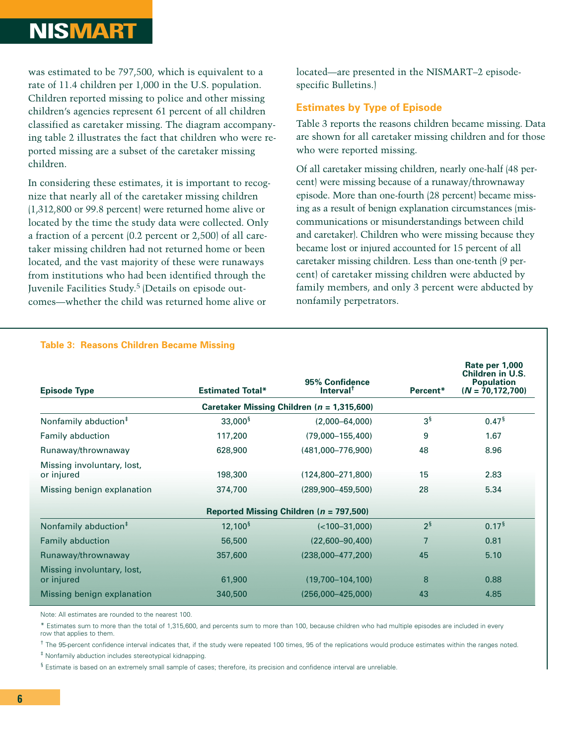was estimated to be 797,500, which is equivalent to a rate of 11.4 children per 1,000 in the U.S. population. Children reported missing to police and other missing children's agencies represent 61 percent of all children classified as caretaker missing. The diagram accompanying table 2 illustrates the fact that children who were reported missing are a subset of the caretaker missing children.

In considering these estimates, it is important to recognize that nearly all of the caretaker missing children (1,312,800 or 99.8 percent) were returned home alive or located by the time the study data were collected. Only a fraction of a percent (0.2 percent or 2,500) of all caretaker missing children had not returned home or been located, and the vast majority of these were runaways from institutions who had been identified through the Juvenile Facilities Study.[5] (Details on episode outcomes—whether the child was returned home alive or located—are presented in the NISMART–2 episode-specific Bulletins.)

## Estimates by Type of Episode

Table 3 reports the reasons children became missing. Data are shown for all caretaker missing children and for those who were reported missing.

Of all caretaker missing children, nearly one-half (48 percent) were missing because of a runaway/thrownaway episode. More than one-fourth (28 percent) became missing as a result of benign explanation circumstances (miscommunications or misunderstandings between child and caretaker). Children who were missing because they became lost or injured accounted for 15 percent of all caretaker missing children. Less than one-tenth (9 percent) of caretaker missing children were abducted by family members, and only 3 percent were abducted by nonfamily perpetrators.

**Table 3: Reasons Children Became Missing**

| Episode Type | Estimated Total* | 95% Confidence Interval† | Percent* | Rate per 1,000 Children in U.S. Population (*N* = 70,172,700) |
|---|---|---|---|---|
| **Caretaker Missing Children (*n* = 1,315,600)** | | | | |
| Nonfamily abduction‡ | 33,000§ | (2,000–64,000) | 3§ | 0.47§ |
| Family abduction | 117,200 | (79,000–155,400) | 9 | 1.67 |
| Runaway/thrownaway | 628,900 | (481,000–776,900) | 48 | 8.96 |
| Missing involuntary, lost, or injured | 198,300 | (124,800–271,800) | 15 | 2.83 |
| Missing benign explanation | 374,700 | (289,900–459,500) | 28 | 5.34 |
| **Reported Missing Children (*n* = 797,500)** | | | | |
| Nonfamily abduction‡ | 12,100§ | (<100–31,000) | 2§ | 0.17§ |
| Family abduction | 56,500 | (22,600–90,400) | 7 | 0.81 |
| Runaway/thrownaway | 357,600 | (238,000–477,200) | 45 | 5.10 |
| Missing involuntary, lost, or injured | 61,900 | (19,700–104,100) | 8 | 0.88 |
| Missing benign explanation | 340,500 | (256,000–425,000) | 43 | 4.85 |

Note: All estimates are rounded to the nearest 100.

\* Estimates sum to more than the total of 1,315,600, and percents sum to more than 100, because children who had multiple episodes are included in every row that applies to them.

† The 95-percent confidence interval indicates that, if the study were repeated 100 times, 95 of the replications would produce estimates within the ranges noted.

‡ Nonfamily abduction includes stereotypical kidnapping.

§ Estimate is based on an extremely small sample of cases; therefore, its precision and confidence interval are unreliable.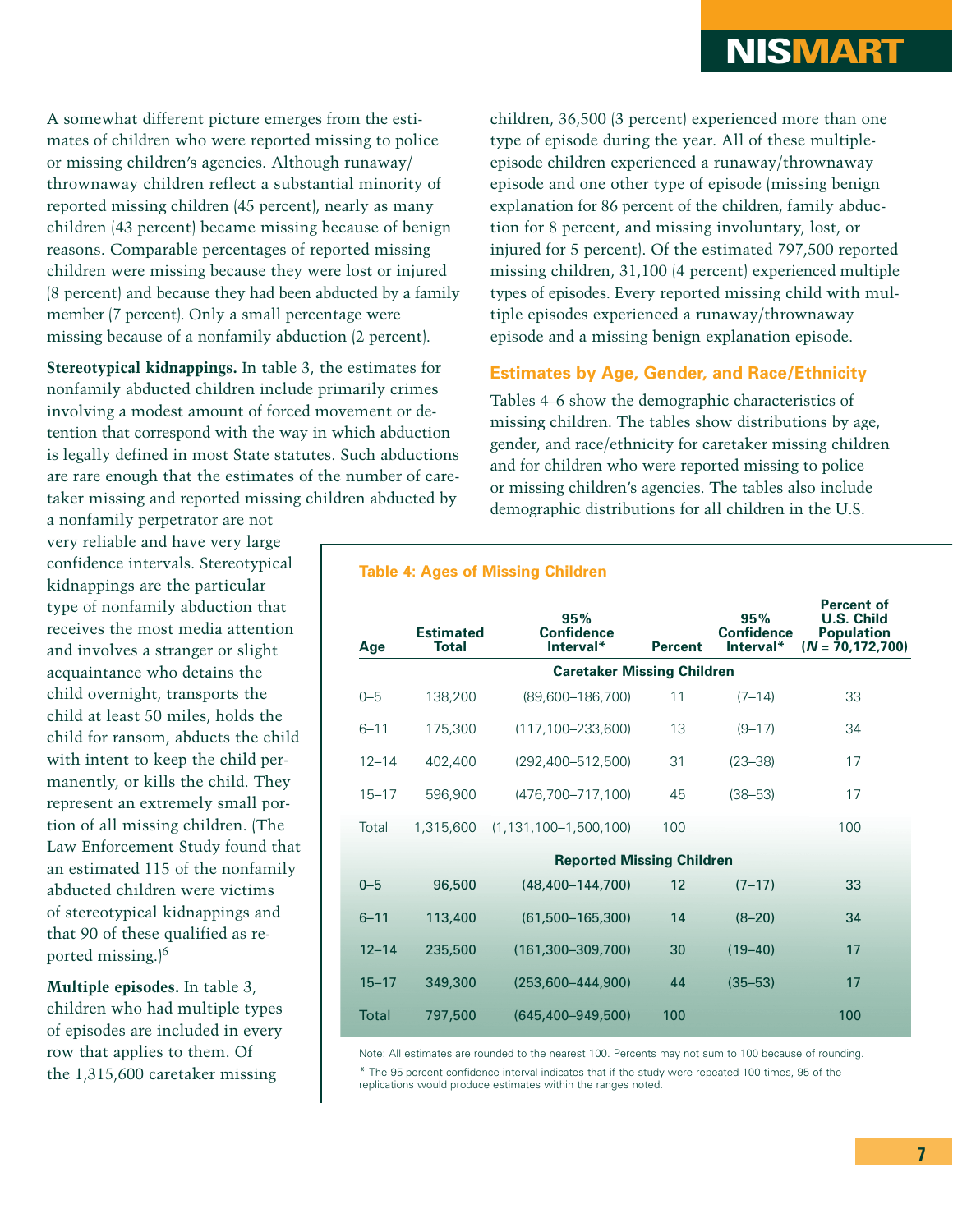A somewhat different picture emerges from the estimates of children who were reported missing to police or missing children's agencies. Although runaway/thrownaway children reflect a substantial minority of reported missing children (45 percent), nearly as many children (43 percent) became missing because of benign reasons. Comparable percentages of reported missing children were missing because they were lost or injured (8 percent) and because they had been abducted by a family member (7 percent). Only a small percentage were missing because of a nonfamily abduction (2 percent).

**Stereotypical kidnappings.** In table 3, the estimates for nonfamily abducted children include primarily crimes involving a modest amount of forced movement or detention that correspond with the way in which abduction is legally defined in most State statutes. Such abductions are rare enough that the estimates of the number of caretaker missing and reported missing children abducted by a nonfamily perpetrator are not very reliable and have very large confidence intervals. Stereotypical kidnappings are the particular type of nonfamily abduction that receives the most media attention and involves a stranger or slight acquaintance who detains the child overnight, transports the child at least 50 miles, holds the child for ransom, abducts the child with intent to keep the child permanently, or kills the child. They represent an extremely small portion of all missing children. (The Law Enforcement Study found that an estimated 115 of the nonfamily abducted children were victims of stereotypical kidnappings and that 90 of these qualified as reported missing.)[6]

**Multiple episodes.** In table 3, children who had multiple types of episodes are included in every row that applies to them. Of the 1,315,600 caretaker missing children, 36,500 (3 percent) experienced more than one type of episode during the year. All of these multiple-episode children experienced a runaway/thrownaway episode and one other type of episode (missing benign explanation for 86 percent of the children, family abduction for 8 percent, and missing involuntary, lost, or injured for 5 percent). Of the estimated 797,500 reported missing children, 31,100 (4 percent) experienced multiple types of episodes. Every reported missing child with multiple episodes experienced a runaway/thrownaway episode and a missing benign explanation episode.

## Estimates by Age, Gender, and Race/Ethnicity

Tables 4–6 show the demographic characteristics of missing children. The tables show distributions by age, gender, and race/ethnicity for caretaker missing children and for children who were reported missing to police or missing children's agencies. The tables also include demographic distributions for all children in the U.S.

**Table 4: Ages of Missing Children**

| Age | Estimated Total | 95% Confidence Interval* | Percent | 95% Confidence Interval* | Percent of U.S. Child Population (*N* = 70,172,700) |
|---|---|---|---|---|---|
| **Caretaker Missing Children** | | | | | |
| 0–5 | 138,200 | (89,600–186,700) | 11 | (7–14) | 33 |
| 6–11 | 175,300 | (117,100–233,600) | 13 | (9–17) | 34 |
| 12–14 | 402,400 | (292,400–512,500) | 31 | (23–38) | 17 |
| 15–17 | 596,900 | (476,700–717,100) | 45 | (38–53) | 17 |
| Total | 1,315,600 | (1,131,100–1,500,100) | 100 | | 100 |
| **Reported Missing Children** | | | | | |
| 0–5 | 96,500 | (48,400–144,700) | 12 | (7–17) | 33 |
| 6–11 | 113,400 | (61,500–165,300) | 14 | (8–20) | 34 |
| 12–14 | 235,500 | (161,300–309,700) | 30 | (19–40) | 17 |
| 15–17 | 349,300 | (253,600–444,900) | 44 | (35–53) | 17 |
| Total | 797,500 | (645,400–949,500) | 100 | | 100 |

Note: All estimates are rounded to the nearest 100. Percents may not sum to 100 because of rounding.

* The 95-percent confidence interval indicates that if the study were repeated 100 times, 95 of the replications would produce estimates within the ranges noted.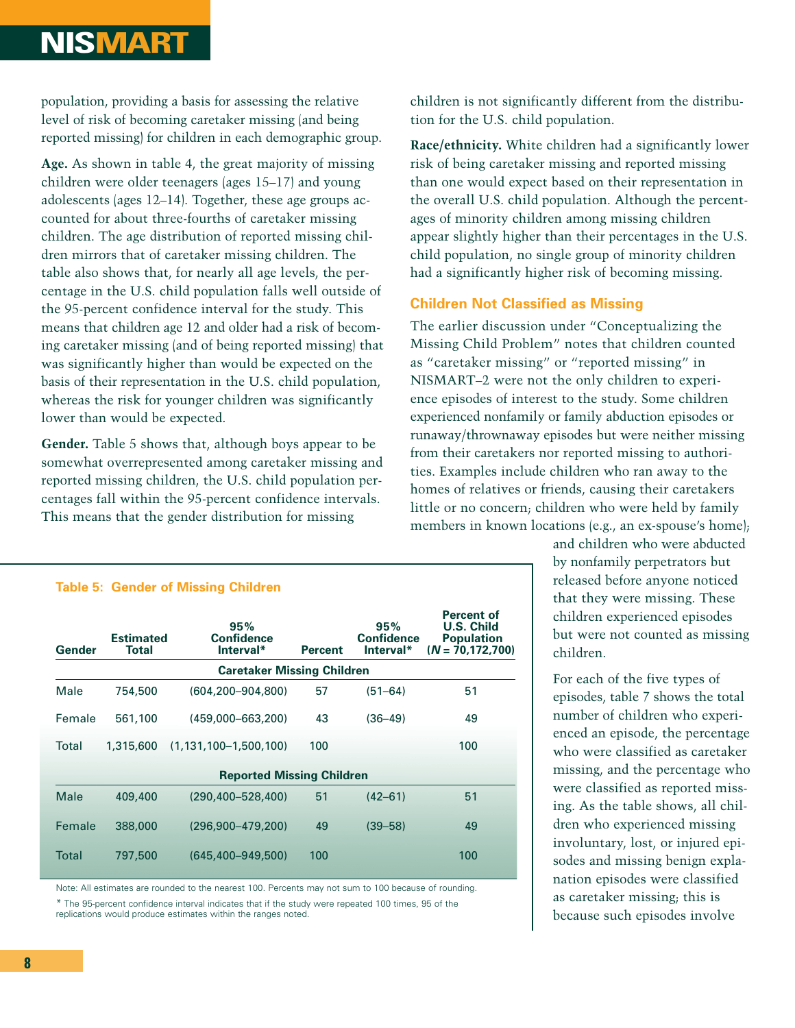population, providing a basis for assessing the relative level of risk of becoming caretaker missing (and being reported missing) for children in each demographic group.

**Age.** As shown in table 4, the great majority of missing children were older teenagers (ages 15–17) and young adolescents (ages 12–14). Together, these age groups accounted for about three-fourths of caretaker missing children. The age distribution of reported missing children mirrors that of caretaker missing children. The table also shows that, for nearly all age levels, the percentage in the U.S. child population falls well outside of the 95-percent confidence interval for the study. This means that children age 12 and older had a risk of becoming caretaker missing (and of being reported missing) that was significantly higher than would be expected on the basis of their representation in the U.S. child population, whereas the risk for younger children was significantly lower than would be expected.

**Gender.** Table 5 shows that, although boys appear to be somewhat overrepresented among caretaker missing and reported missing children, the U.S. child population percentages fall within the 95-percent confidence intervals. This means that the gender distribution for missing children is not significantly different from the distribution for the U.S. child population.

**Race/ethnicity.** White children had a significantly lower risk of being caretaker missing and reported missing than one would expect based on their representation in the overall U.S. child population. Although the percentages of minority children among missing children appear slightly higher than their percentages in the U.S. child population, no single group of minority children had a significantly higher risk of becoming missing.

### Children Not Classified as Missing

The earlier discussion under "Conceptualizing the Missing Child Problem" notes that children counted as "caretaker missing" or "reported missing" in NISMART–2 were not the only children to experience episodes of interest to the study. Some children experienced nonfamily or family abduction episodes or runaway/thrownaway episodes but were neither missing from their caretakers nor reported missing to authorities. Examples include children who ran away to the homes of relatives or friends, causing their caretakers little or no concern; children who were held by family members in known locations (e.g., an ex-spouse's home); and children who were abducted by nonfamily perpetrators but released before anyone noticed that they were missing. These children experienced episodes but were not counted as missing children.

For each of the five types of episodes, table 7 shows the total number of children who experienced an episode, the percentage who were classified as caretaker missing, and the percentage who were classified as reported missing. As the table shows, all children who experienced missing involuntary, lost, or injured episodes and missing benign explanation episodes were classified as caretaker missing; this is because such episodes involve

**Table 5: Gender of Missing Children**

| Gender | Estimated Total | 95% Confidence Interval* | Percent | 95% Confidence Interval* | Percent of U.S. Child Population ($N$ = 70,172,700) |
|---|---|---|---|---|---|
| **Caretaker Missing Children** | | | | | |
| Male | 754,500 | (604,200–904,800) | 57 | (51–64) | 51 |
| Female | 561,100 | (459,000–663,200) | 43 | (36–49) | 49 |
| Total | 1,315,600 | (1,131,100–1,500,100) | 100 | | 100 |
| **Reported Missing Children** | | | | | |
| Male | 409,400 | (290,400–528,400) | 51 | (42–61) | 51 |
| Female | 388,000 | (296,900–479,200) | 49 | (39–58) | 49 |
| Total | 797,500 | (645,400–949,500) | 100 | | 100 |

Note: All estimates are rounded to the nearest 100. Percents may not sum to 100 because of rounding.

* The 95-percent confidence interval indicates that if the study were repeated 100 times, 95 of the replications would produce estimates within the ranges noted.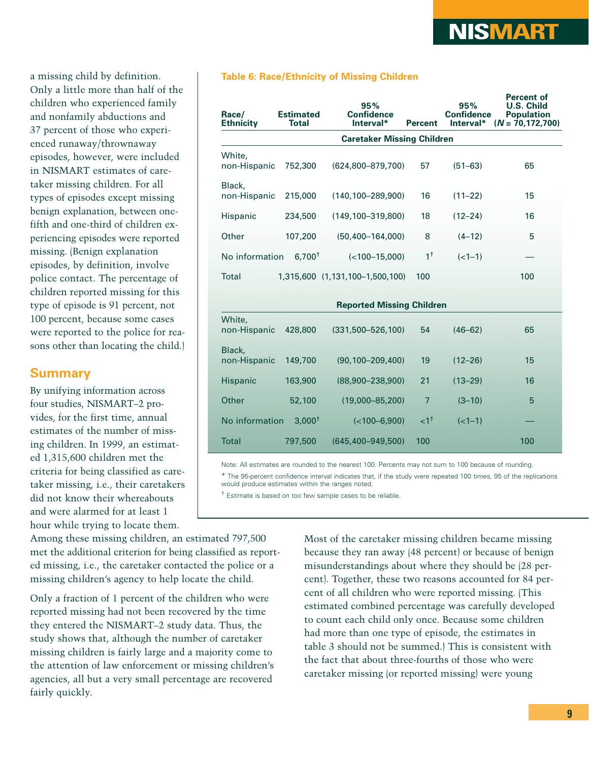a missing child by definition. Only a little more than half of the children who experienced family and nonfamily abductions and 37 percent of those who experienced runaway/thrownaway episodes, however, were included in NISMART estimates of caretaker missing children. For all types of episodes except missing benign explanation, between one-fifth and one-third of children experiencing episodes were reported missing. (Benign explanation episodes, by definition, involve police contact. The percentage of children reported missing for this type of episode is 91 percent, not 100 percent, because some cases were reported to the police for reasons other than locating the child.)

**Table 6: Race/Ethnicity of Missing Children**

| Race/ Ethnicity | Estimated Total | 95% Confidence Interval* | Percent | 95% Confidence Interval* | Percent of U.S. Child Population (N = 70,172,700) |
|---|---|---|---|---|---|
| **Caretaker Missing Children** | | | | | |
| White, non-Hispanic | 752,300 | (624,800–879,700) | 57 | (51–63) | 65 |
| Black, non-Hispanic | 215,000 | (140,100–289,900) | 16 | (11–22) | 15 |
| Hispanic | 234,500 | (149,100–319,800) | 18 | (12–24) | 16 |
| Other | 107,200 | (50,400–164,000) | 8 | (4–12) | 5 |
| No information | 6,700† | (<100–15,000) | 1† | (<1–1) | — |
| Total | 1,315,600 | (1,131,100–1,500,100) | 100 | | 100 |
| **Reported Missing Children** | | | | | |
| White, non-Hispanic | 428,800 | (331,500–526,100) | 54 | (46–62) | 65 |
| Black, non-Hispanic | 149,700 | (90,100–209,400) | 19 | (12–26) | 15 |
| Hispanic | 163,900 | (88,900–238,900) | 21 | (13–29) | 16 |
| Other | 52,100 | (19,000–85,200) | 7 | (3–10) | 5 |
| No information | 3,000† | (<100–6,900) | <1† | (<1–1) | — |
| Total | 797,500 | (645,400–949,500) | 100 | | 100 |

Note: All estimates are rounded to the nearest 100. Percents may not sum to 100 because of rounding.

* The 95-percent confidence interval indicates that, if the study were repeated 100 times, 95 of the replications would produce estimates within the ranges noted.

† Estimate is based on too few sample cases to be reliable.

## Summary

By unifying information across four studies, NISMART–2 provides, for the first time, annual estimates of the number of missing children. In 1999, an estimated 1,315,600 children met the criteria for being classified as caretaker missing, i.e., their caretakers did not know their whereabouts and were alarmed for at least 1 hour while trying to locate them. Among these missing children, an estimated 797,500 met the additional criterion for being classified as reported missing, i.e., the caretaker contacted the police or a missing children's agency to help locate the child.

Only a fraction of 1 percent of the children who were reported missing had not been recovered by the time they entered the NISMART–2 study data. Thus, the study shows that, although the number of caretaker missing children is fairly large and a majority come to the attention of law enforcement or missing children's agencies, all but a very small percentage are recovered fairly quickly.

Most of the caretaker missing children became missing because they ran away (48 percent) or because of benign misunderstandings about where they should be (28 percent). Together, these two reasons accounted for 84 percent of all children who were reported missing. (This estimated combined percentage was carefully developed to count each child only once. Because some children had more than one type of episode, the estimates in table 3 should not be summed.) This is consistent with the fact that about three-fourths of those who were caretaker missing (or reported missing) were young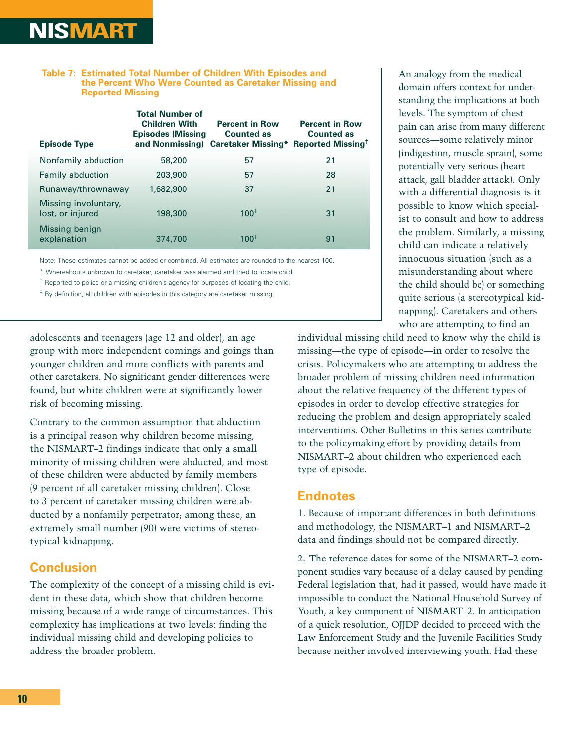**Table 7: Estimated Total Number of Children With Episodes and the Percent Who Were Counted as Caretaker Missing and Reported Missing**

| Episode Type | Total Number of Children With Episodes (Missing and Nonmissing) | Percent in Row Counted as Caretaker Missing* | Percent in Row Counted as Reported Missing† |
|---|---|---|---|
| Nonfamily abduction | 58,200 | 57 | 21 |
| Family abduction | 203,900 | 57 | 28 |
| Runaway/thrownaway | 1,682,900 | 37 | 21 |
| Missing involuntary, lost, or injured | 198,300 | 100‡ | 31 |
| Missing benign explanation | 374,700 | 100‡ | 91 |

Note: These estimates cannot be added or combined. All estimates are rounded to the nearest 100.

* Whereabouts unknown to caretaker, caretaker was alarmed and tried to locate child.

† Reported to police or a missing children's agency for purposes of locating the child.

‡ By definition, all children with episodes in this category are caretaker missing.

adolescents and teenagers (age 12 and older), an age group with more independent comings and goings than younger children and more conflicts with parents and other caretakers. No significant gender differences were found, but white children were at significantly lower risk of becoming missing.

Contrary to the common assumption that abduction is a principal reason why children become missing, the NISMART–2 findings indicate that only a small minority of missing children were abducted, and most of these children were abducted by family members (9 percent of all caretaker missing children). Close to 3 percent of caretaker missing children were abducted by a nonfamily perpetrator; among these, an extremely small number (90) were victims of stereotypical kidnapping.

## Conclusion

The complexity of the concept of a missing child is evident in these data, which show that children become missing because of a wide range of circumstances. This complexity has implications at two levels: finding the individual missing child and developing policies to address the broader problem.

An analogy from the medical domain offers context for understanding the implications at both levels. The symptom of chest pain can arise from many different sources—some relatively minor (indigestion, muscle sprain), some potentially very serious (heart attack, gall bladder attack). Only with a differential diagnosis is it possible to know which specialist to consult and how to address the problem. Similarly, a missing child can indicate a relatively innocuous situation (such as a misunderstanding about where the child should be) or something quite serious (a stereotypical kidnapping). Caretakers and others who are attempting to find an individual missing child need to know why the child is missing—the type of episode—in order to resolve the crisis. Policymakers who are attempting to address the broader problem of missing children need information about the relative frequency of the different types of episodes in order to develop effective strategies for reducing the problem and design appropriately scaled interventions. Other Bulletins in this series contribute to the policymaking effort by providing details from NISMART–2 about children who experienced each type of episode.

## Endnotes

1. Because of important differences in both definitions and methodology, the NISMART–1 and NISMART–2 data and findings should not be compared directly.

2. The reference dates for some of the NISMART–2 component studies vary because of a delay caused by pending Federal legislation that, had it passed, would have made it impossible to conduct the National Household Survey of Youth, a key component of NISMART–2. In anticipation of a quick resolution, OJJDP decided to proceed with the Law Enforcement Study and the Juvenile Facilities Study because neither involved interviewing youth. Had these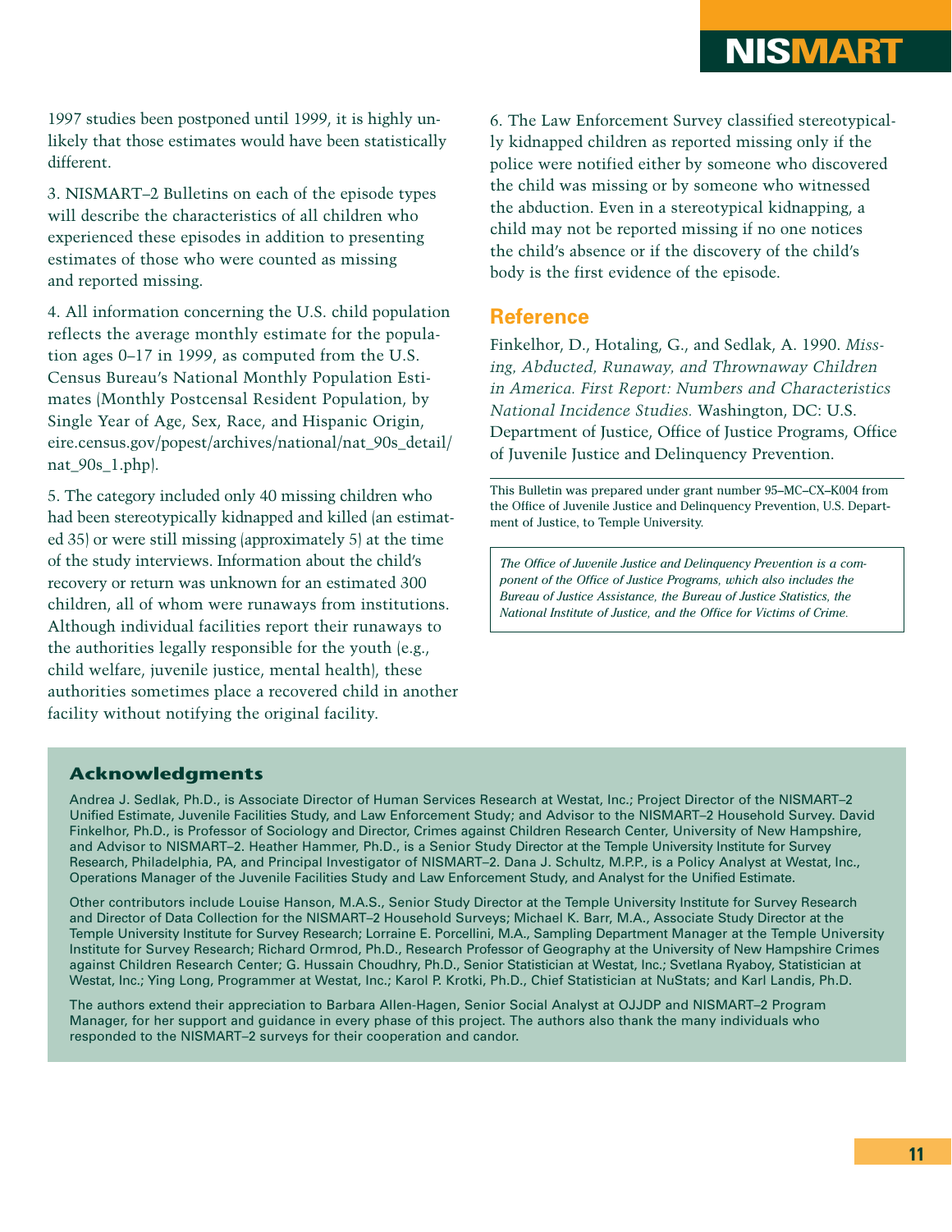1997 studies been postponed until 1999, it is highly unlikely that those estimates would have been statistically different.

3. NISMART–2 Bulletins on each of the episode types will describe the characteristics of all children who experienced these episodes in addition to presenting estimates of those who were counted as missing and reported missing.

4. All information concerning the U.S. child population reflects the average monthly estimate for the population ages 0–17 in 1999, as computed from the U.S. Census Bureau's National Monthly Population Estimates (Monthly Postcensal Resident Population, by Single Year of Age, Sex, Race, and Hispanic Origin, eire.census.gov/popest/archives/national/nat_90s_detail/nat_90s_1.php).

5. The category included only 40 missing children who had been stereotypically kidnapped and killed (an estimated 35) or were still missing (approximately 5) at the time of the study interviews. Information about the child's recovery or return was unknown for an estimated 300 children, all of whom were runaways from institutions. Although individual facilities report their runaways to the authorities legally responsible for the youth (e.g., child welfare, juvenile justice, mental health), these authorities sometimes place a recovered child in another facility without notifying the original facility.

6. The Law Enforcement Survey classified stereotypically kidnapped children as reported missing only if the police were notified either by someone who discovered the child was missing or by someone who witnessed the abduction. Even in a stereotypical kidnapping, a child may not be reported missing if no one notices the child's absence or if the discovery of the child's body is the first evidence of the episode.

## Reference

Finkelhor, D., Hotaling, G., and Sedlak, A. 1990. *Missing, Abducted, Runaway, and Thrownaway Children in America. First Report: Numbers and Characteristics National Incidence Studies.* Washington, DC: U.S. Department of Justice, Office of Justice Programs, Office of Juvenile Justice and Delinquency Prevention.

---

This Bulletin was prepared under grant number 95–MC–CX–K004 from the Office of Juvenile Justice and Delinquency Prevention, U.S. Department of Justice, to Temple University.

*The Office of Juvenile Justice and Delinquency Prevention is a component of the Office of Justice Programs, which also includes the Bureau of Justice Assistance, the Bureau of Justice Statistics, the National Institute of Justice, and the Office for Victims of Crime.*

## Acknowledgments

Andrea J. Sedlak, Ph.D., is Associate Director of Human Services Research at Westat, Inc.; Project Director of the NISMART–2 Unified Estimate, Juvenile Facilities Study, and Law Enforcement Study; and Advisor to the NISMART–2 Household Survey. David Finkelhor, Ph.D., is Professor of Sociology and Director, Crimes against Children Research Center, University of New Hampshire, and Advisor to NISMART–2. Heather Hammer, Ph.D., is a Senior Study Director at the Temple University Institute for Survey Research, Philadelphia, PA, and Principal Investigator of NISMART–2. Dana J. Schultz, M.P.P., is a Policy Analyst at Westat, Inc., Operations Manager of the Juvenile Facilities Study and Law Enforcement Study, and Analyst for the Unified Estimate.

Other contributors include Louise Hanson, M.A.S., Senior Study Director at the Temple University Institute for Survey Research and Director of Data Collection for the NISMART–2 Household Surveys; Michael K. Barr, M.A., Associate Study Director at the Temple University Institute for Survey Research; Lorraine E. Porcellini, M.A., Sampling Department Manager at the Temple University Institute for Survey Research; Richard Ormrod, Ph.D., Research Professor of Geography at the University of New Hampshire Crimes against Children Research Center; G. Hussain Choudhry, Ph.D., Senior Statistician at Westat, Inc.; Svetlana Ryaboy, Statistician at Westat, Inc.; Ying Long, Programmer at Westat, Inc.; Karol P. Krotki, Ph.D., Chief Statistician at NuStats; and Karl Landis, Ph.D.

The authors extend their appreciation to Barbara Allen-Hagen, Senior Social Analyst at OJJDP and NISMART–2 Program Manager, for her support and guidance in every phase of this project. The authors also thank the many individuals who responded to the NISMART–2 surveys for their cooperation and candor.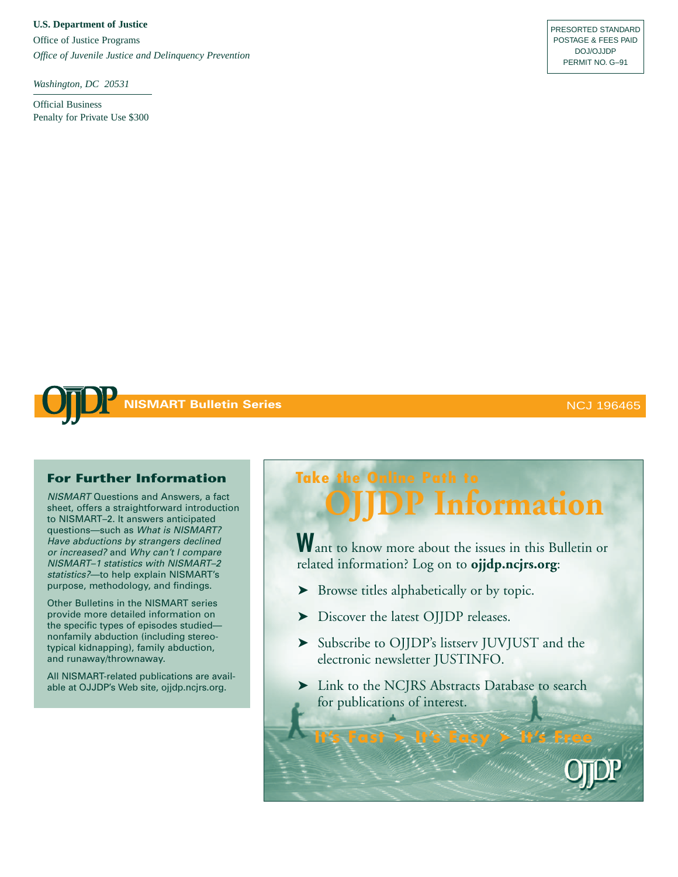**U.S. Department of Justice**

Office of Justice Programs

*Office of Juvenile Justice and Delinquency Prevention*

*Washington, DC 20531*

Official Business
Penalty for Private Use $300

PRESORTED STANDARD
POSTAGE & FEES PAID
DOJ/OJJDP
PERMIT NO. G–91

OJJDP **NISMART Bulletin Series** NCJ 196465

## For Further Information

*NISMART* Questions and Answers, a fact sheet, offers a straightforward introduction to NISMART–2. It answers anticipated questions—such as *What is NISMART? Have abductions by strangers declined or increased?* and *Why can't I compare NISMART–1 statistics with NISMART–2 statistics?*—to help explain NISMART's purpose, methodology, and findings.

Other Bulletins in the NISMART series provide more detailed information on the specific types of episodes studied—nonfamily abduction (including stereotypical kidnapping), family abduction, and runaway/thrownaway.

All NISMART-related publications are available at OJJDP's Web site, ojjdp.ncjrs.org.

## Take the Online Path to OJJDP Information

Want to know more about the issues in this Bulletin or related information? Log on to **ojjdp.ncjrs.org**:

- Browse titles alphabetically or by topic.
- Discover the latest OJJDP releases.
- Subscribe to OJJDP's listserv JUVJUST and the electronic newsletter JUSTINFO.
- Link to the NCJRS Abstracts Database to search for publications of interest.

It's Fast ➤ It's Easy ➤ It's Free

OJJDP